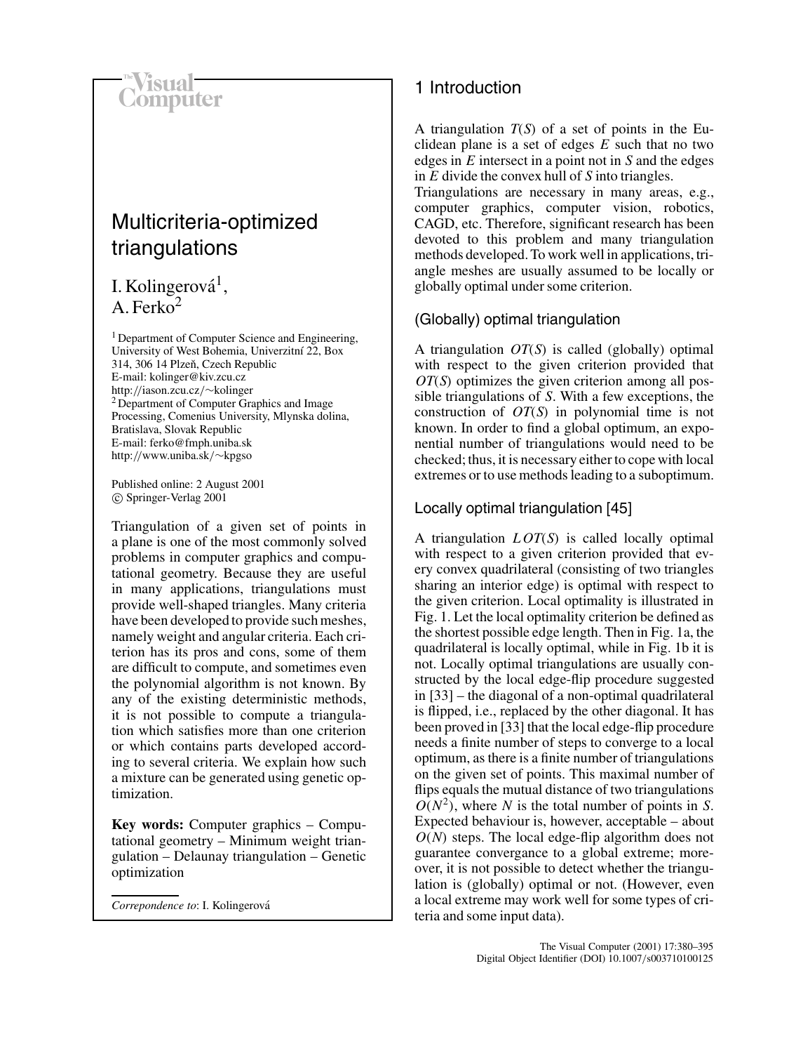# Multicriteria-optimized triangulations

I. Kolingerová[1], A. Ferko[2]

[1] Department of Computer Science and Engineering, University of West Bohemia, Univerzitní 22, Box 314, 306 14 Plzeň, Czech Republic
E-mail: kolinger@kiv.zcu.cz
http://iason.zcu.cz/~kolinger
[2] Department of Computer Graphics and Image Processing, Comenius University, Mlynska dolina, Bratislava, Slovak Republic
E-mail: ferko@fmph.uniba.sk
http://www.uniba.sk/~kpgso

Published online: 2 August 2001
© Springer-Verlag 2001

Triangulation of a given set of points in a plane is one of the most commonly solved problems in computer graphics and computational geometry. Because they are useful in many applications, triangulations must provide well-shaped triangles. Many criteria have been developed to provide such meshes, namely weight and angular criteria. Each criterion has its pros and cons, some of them are difficult to compute, and sometimes even the polynomial algorithm is not known. By any of the existing deterministic methods, it is not possible to compute a triangulation which satisfies more than one criterion or which contains parts developed according to several criteria. We explain how such a mixture can be generated using genetic optimization.

**Key words:** Computer graphics – Computational geometry – Minimum weight triangulation – Delaunay triangulation – Genetic optimization

*Correpondence to*: I. Kolingerová

## 1 Introduction

A triangulation $T(S)$ of a set of points in the Euclidean plane is a set of edges $E$ such that no two edges in $E$ intersect in a point not in $S$ and the edges in $E$ divide the convex hull of $S$ into triangles.

Triangulations are necessary in many areas, e.g., computer graphics, computer vision, robotics, CAGD, etc. Therefore, significant research has been devoted to this problem and many triangulation methods developed. To work well in applications, triangle meshes are usually assumed to be locally or globally optimal under some criterion.

### (Globally) optimal triangulation

A triangulation $OT(S)$ is called (globally) optimal with respect to the given criterion provided that $OT(S)$ optimizes the given criterion among all possible triangulations of $S$. With a few exceptions, the construction of $OT(S)$ in polynomial time is not known. In order to find a global optimum, an exponential number of triangulations would need to be checked; thus, it is necessary either to cope with local extremes or to use methods leading to a suboptimum.

### Locally optimal triangulation [45]

A triangulation $LOT(S)$ is called locally optimal with respect to a given criterion provided that every convex quadrilateral (consisting of two triangles sharing an interior edge) is optimal with respect to the given criterion. Local optimality is illustrated in Fig. 1. Let the local optimality criterion be defined as the shortest possible edge length. Then in Fig. 1a, the quadrilateral is locally optimal, while in Fig. 1b it is not. Locally optimal triangulations are usually constructed by the local edge-flip procedure suggested in [33] – the diagonal of a non-optimal quadrilateral is flipped, i.e., replaced by the other diagonal. It has been proved in [33] that the local edge-flip procedure needs a finite number of steps to converge to a local optimum, as there is a finite number of triangulations on the given set of points. This maximal number of flips equals the mutual distance of two triangulations $O(N^2)$, where $N$ is the total number of points in $S$. Expected behaviour is, however, acceptable – about $O(N)$ steps. The local edge-flip algorithm does not guarantee convergance to a global extreme; moreover, it is not possible to detect whether the triangulation is (globally) optimal or not. (However, even a local extreme may work well for some types of criteria and some input data).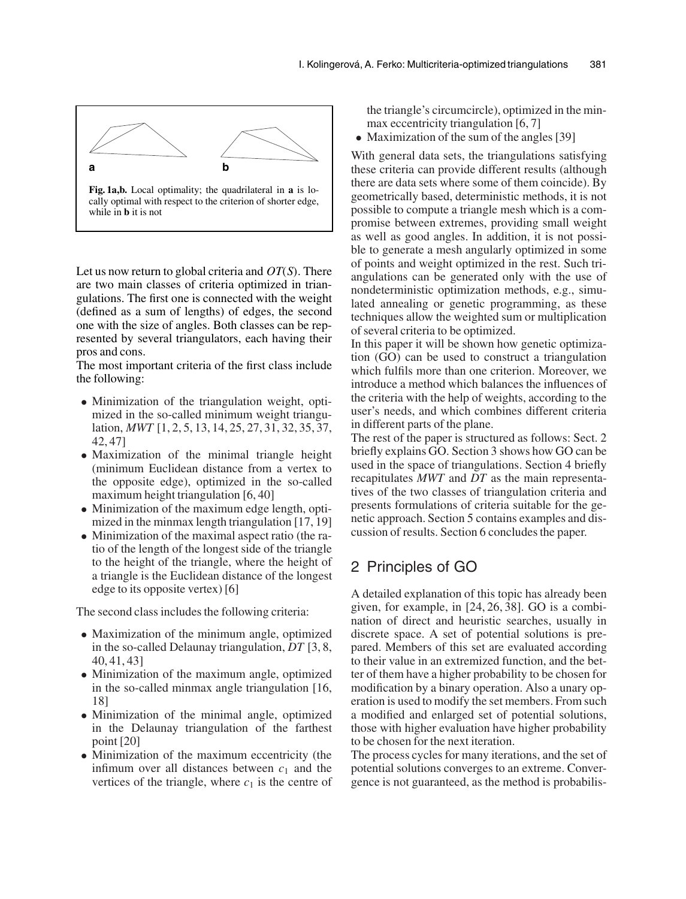**a** **b**

**Fig. 1a,b.** Local optimality; the quadrilateral in **a** is locally optimal with respect to the criterion of shorter edge, while in **b** it is not

Let us now return to global criteria and *OT*(*S*). There are two main classes of criteria optimized in triangulations. The first one is connected with the weight (defined as a sum of lengths) of edges, the second one with the size of angles. Both classes can be represented by several triangulators, each having their pros and cons.

The most important criteria of the first class include the following:

- Minimization of the triangulation weight, optimized in the so-called minimum weight triangulation, *MWT* [1, 2, 5, 13, 14, 25, 27, 31, 32, 35, 37, 42, 47]
- Maximization of the minimal triangle height (minimum Euclidean distance from a vertex to the opposite edge), optimized in the so-called maximum height triangulation [6, 40]
- Minimization of the maximum edge length, optimized in the minmax length triangulation [17, 19]
- Minimization of the maximal aspect ratio (the ratio of the length of the longest side of the triangle to the height of the triangle, where the height of a triangle is the Euclidean distance of the longest edge to its opposite vertex) [6]

The second class includes the following criteria:

- Maximization of the minimum angle, optimized in the so-called Delaunay triangulation, *DT* [3, 8, 40, 41, 43]
- Minimization of the maximum angle, optimized in the so-called minmax angle triangulation [16, 18]
- Minimization of the minimal angle, optimized in the Delaunay triangulation of the farthest point [20]
- Minimization of the maximum eccentricity (the infimum over all distances between $c_1$ and the vertices of the triangle, where $c_1$ is the centre of the triangle's circumcircle), optimized in the minmax eccentricity triangulation [6, 7]
- Maximization of the sum of the angles [39]

With general data sets, the triangulations satisfying these criteria can provide different results (although there are data sets where some of them coincide). By geometrically based, deterministic methods, it is not possible to compute a triangle mesh which is a compromise between extremes, providing small weight as well as good angles. In addition, it is not possible to generate a mesh angularly optimized in some of points and weight optimized in the rest. Such triangulations can be generated only with the use of nondeterministic optimization methods, e.g., simulated annealing or genetic programming, as these techniques allow the weighted sum or multiplication of several criteria to be optimized.

In this paper it will be shown how genetic optimization (GO) can be used to construct a triangulation which fulfils more than one criterion. Moreover, we introduce a method which balances the influences of the criteria with the help of weights, according to the user's needs, and which combines different criteria in different parts of the plane.

The rest of the paper is structured as follows: Sect. 2 briefly explains GO. Section 3 shows how GO can be used in the space of triangulations. Section 4 briefly recapitulates *MWT* and *DT* as the main representatives of the two classes of triangulation criteria and presents formulations of criteria suitable for the genetic approach. Section 5 contains examples and discussion of results. Section 6 concludes the paper.

## 2 Principles of GO

A detailed explanation of this topic has already been given, for example, in [24, 26, 38]. GO is a combination of direct and heuristic searches, usually in discrete space. A set of potential solutions is prepared. Members of this set are evaluated according to their value in an extremized function, and the better of them have a higher probability to be chosen for modification by a binary operation. Also a unary operation is used to modify the set members. From such a modified and enlarged set of potential solutions, those with higher evaluation have higher probability to be chosen for the next iteration.

The process cycles for many iterations, and the set of potential solutions converges to an extreme. Convergence is not guaranteed, as the method is probabilis-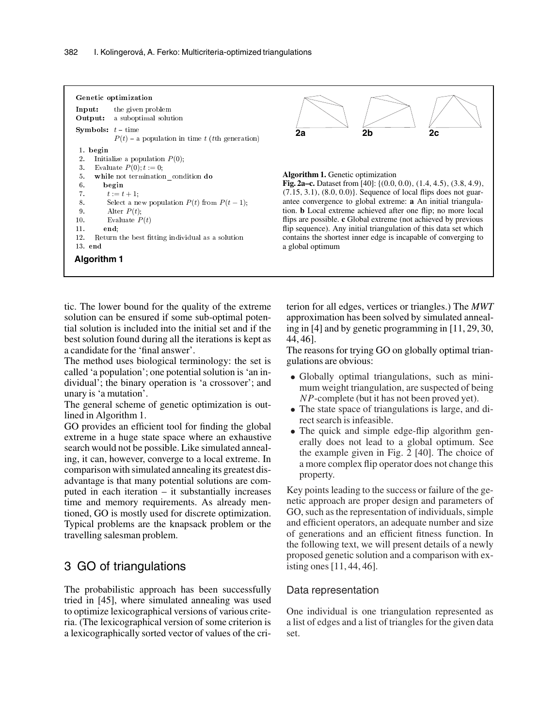```
Genetic optimization
Input:    the given problem
Output:   a suboptimal solution
Symbols:  t – time
          P(t) – a population in time t (tth generation)
 1. begin
 2.   Initialize a population P(0);
 3.   Evaluate P(0); t := 0;
 5.   while not termination_condition do
 6.     begin
 7.       t := t + 1;
 8.       Select a new population P(t) from P(t − 1);
 9.       Alter P(t);
10.       Evaluate P(t)
11.     end;
12.   Return the best fitting individual as a solution
13. end
```

**Algorithm 1**

2a 2b 2c

**Algorithm 1.** Genetic optimization

**Fig. 2a–c.** Dataset from [40]: {(0.0, 0.0), (1.4, 4.5), (3.8, 4.9), (7.15, 3.1), (8.0, 0.0)}. Sequence of local flips does not guarantee convergence to global extreme: **a** An initial triangulation. **b** Local extreme achieved after one flip; no more local flips are possible. **c** Global extreme (not achieved by previous flip sequence). Any initial triangulation of this data set which contains the shortest inner edge is incapable of converging to a global optimum

tic. The lower bound for the quality of the extreme solution can be ensured if some sub-optimal potential solution is included into the initial set and if the best solution found during all the iterations is kept as a candidate for the 'final answer'.

The method uses biological terminology: the set is called 'a population'; one potential solution is 'an individual'; the binary operation is 'a crossover'; and unary is 'a mutation'.

The general scheme of genetic optimization is outlined in Algorithm 1.

GO provides an efficient tool for finding the global extreme in a huge state space where an exhaustive search would not be possible. Like simulated annealing, it can, however, converge to a local extreme. In comparison with simulated annealing its greatest disadvantage is that many potential solutions are computed in each iteration – it substantially increases time and memory requirements. As already mentioned, GO is mostly used for discrete optimization. Typical problems are the knapsack problem or the travelling salesman problem.

## 3 GO of triangulations

The probabilistic approach has been successfully tried in [45], where simulated annealing was used to optimize lexicographical versions of various criteria. (The lexicographical version of some criterion is a lexicographically sorted vector of values of the criterion for all edges, vertices or triangles.) The *MWT* approximation has been solved by simulated annealing in [4] and by genetic programming in [11, 29, 30, 44, 46].

The reasons for trying GO on globally optimal triangulations are obvious:

- Globally optimal triangulations, such as minimum weight triangulation, are suspected of being $NP$-complete (but it has not been proved yet).
- The state space of triangulations is large, and direct search is infeasible.
- The quick and simple edge-flip algorithm generally does not lead to a global optimum. See the example given in Fig. 2 [40]. The choice of a more complex flip operator does not change this property.

Key points leading to the success or failure of the genetic approach are proper design and parameters of GO, such as the representation of individuals, simple and efficient operators, an adequate number and size of generations and an efficient fitness function. In the following text, we will present details of a newly proposed genetic solution and a comparison with existing ones [11, 44, 46].

### Data representation

One individual is one triangulation represented as a list of edges and a list of triangles for the given data set.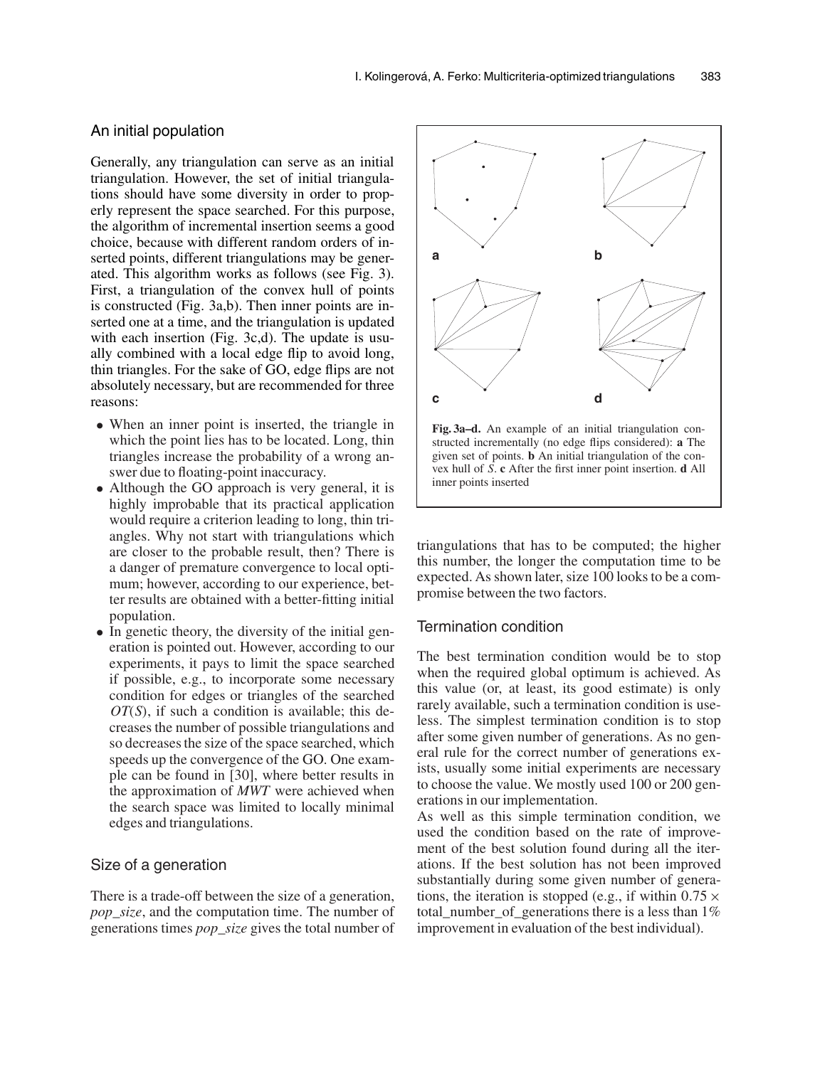## An initial population

Generally, any triangulation can serve as an initial triangulation. However, the set of initial triangulations should have some diversity in order to properly represent the space searched. For this purpose, the algorithm of incremental insertion seems a good choice, because with different random orders of inserted points, different triangulations may be generated. This algorithm works as follows (see Fig. 3). First, a triangulation of the convex hull of points is constructed (Fig. 3a,b). Then inner points are inserted one at a time, and the triangulation is updated with each insertion (Fig. 3c,d). The update is usually combined with a local edge flip to avoid long, thin triangles. For the sake of GO, edge flips are not absolutely necessary, but are recommended for three reasons:

- When an inner point is inserted, the triangle in which the point lies has to be located. Long, thin triangles increase the probability of a wrong answer due to floating-point inaccuracy.
- Although the GO approach is very general, it is highly improbable that its practical application would require a criterion leading to long, thin triangles. Why not start with triangulations which are closer to the probable result, then? There is a danger of premature convergence to local optimum; however, according to our experience, better results are obtained with a better-fitting initial population.
- In genetic theory, the diversity of the initial generation is pointed out. However, according to our experiments, it pays to limit the space searched if possible, e.g., to incorporate some necessary condition for edges or triangles of the searched *OT*(*S*), if such a condition is available; this decreases the number of possible triangulations and so decreases the size of the space searched, which speeds up the convergence of the GO. One example can be found in [30], where better results in the approximation of *MWT* were achieved when the search space was limited to locally minimal edges and triangulations.

a

b

c

d

**Fig. 3a–d.** An example of an initial triangulation constructed incrementally (no edge flips considered): **a** The given set of points. **b** An initial triangulation of the convex hull of *S*. **c** After the first inner point insertion. **d** All inner points inserted

## Size of a generation

There is a trade-off between the size of a generation, *pop_size*, and the computation time. The number of generations times *pop_size* gives the total number of triangulations that has to be computed; the higher this number, the longer the computation time to be expected. As shown later, size 100 looks to be a compromise between the two factors.

## Termination condition

The best termination condition would be to stop when the required global optimum is achieved. As this value (or, at least, its good estimate) is only rarely available, such a termination condition is useless. The simplest termination condition is to stop after some given number of generations. As no general rule for the correct number of generations exists, usually some initial experiments are necessary to choose the value. We mostly used 100 or 200 generations in our implementation.

As well as this simple termination condition, we used the condition based on the rate of improvement of the best solution found during all the iterations. If the best solution has not been improved substantially during some given number of generations, the iteration is stopped (e.g., if within $0.75 \times$ total_number_of_generations there is a less than 1% improvement in evaluation of the best individual).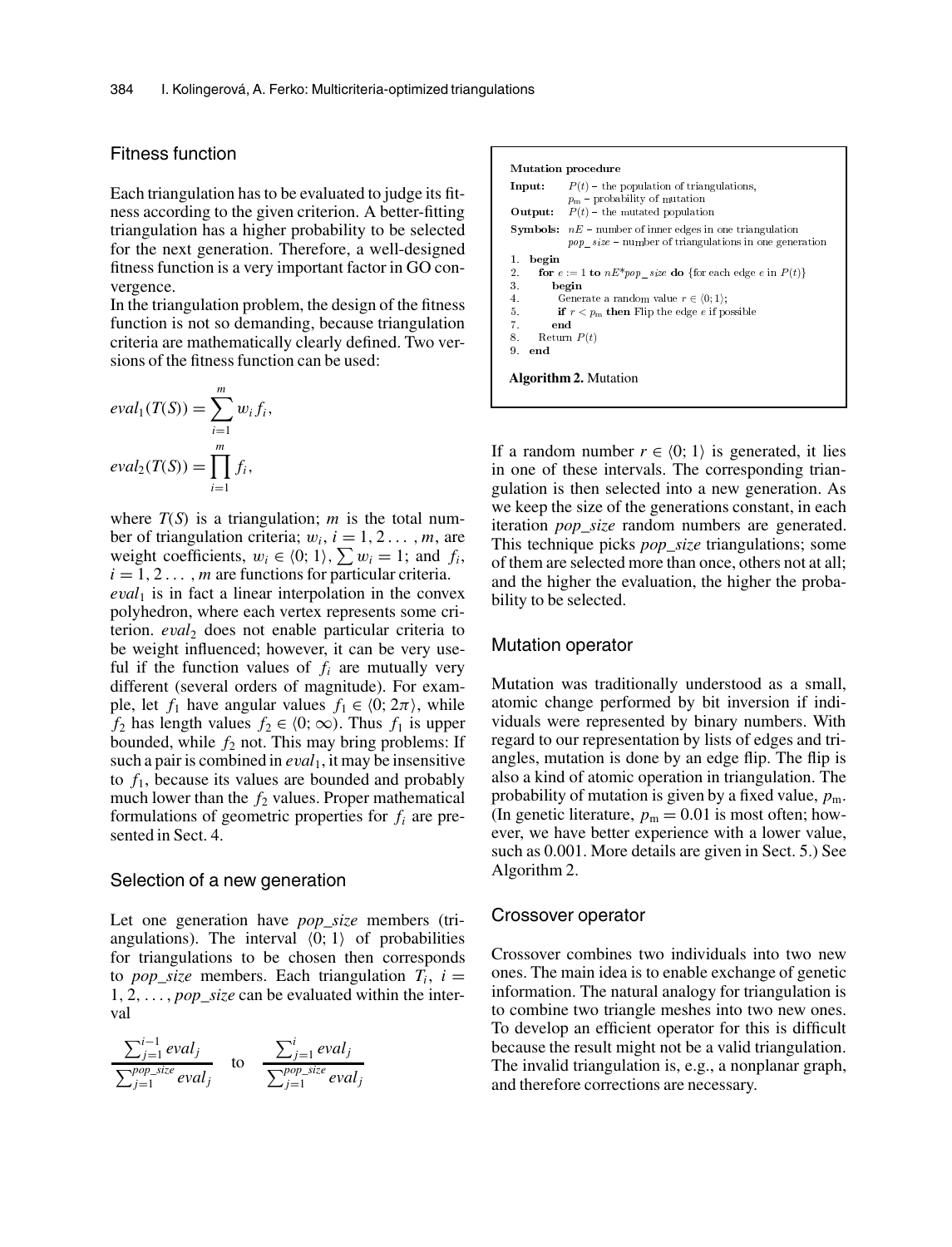## Fitness function

Each triangulation has to be evaluated to judge its fitness according to the given criterion. A better-fitting triangulation has a higher probability to be selected for the next generation. Therefore, a well-designed fitness function is a very important factor in GO convergence.

In the triangulation problem, the design of the fitness function is not so demanding, because triangulation criteria are mathematically clearly defined. Two versions of the fitness function can be used:

$$eval_1(T(S)) = \sum_{i=1}^{m} w_i f_i,$$

$$eval_2(T(S)) = \prod_{i=1}^{m} f_i,$$

where $T(S)$ is a triangulation; $m$ is the total number of triangulation criteria; $w_i$, $i = 1, 2 \dots, m$, are weight coefficients, $w_i \in \langle 0; 1 \rangle$, $\sum w_i = 1$; and $f_i$, $i = 1, 2 \dots, m$ are functions for particular criteria.

$eval_1$ is in fact a linear interpolation in the convex polyhedron, where each vertex represents some criterion. $eval_2$ does not enable particular criteria to be weight influenced; however, it can be very useful if the function values of $f_i$ are mutually very different (several orders of magnitude). For example, let $f_1$ have angular values $f_1 \in \langle 0; 2\pi \rangle$, while $f_2$ has length values $f_2 \in \langle 0; \infty)$. Thus $f_1$ is upper bounded, while $f_2$ not. This may bring problems: If such a pair is combined in $eval_1$, it may be insensitive to $f_1$, because its values are bounded and probably much lower than the $f_2$ values. Proper mathematical formulations of geometric properties for $f_i$ are presented in Sect. 4.

## Selection of a new generation

Let one generation have *pop_size* members (triangulations). The interval $\langle 0; 1 \rangle$ of probabilities for triangulations to be chosen then corresponds to *pop_size* members. Each triangulation $T_i$, $i = 1, 2, \dots, pop\_size$ can be evaluated within the interval

$$\frac{\sum_{j=1}^{i-1} eval_j}{\sum_{j=1}^{pop\_size} eval_j} \quad \text{to} \quad \frac{\sum_{j=1}^{i} eval_j}{\sum_{j=1}^{pop\_size} eval_j}$$

```
Mutation procedure
Input:    P(t) – the population of triangulations,
          p_m – probability of mutation
Output:   P(t) – the mutated population
Symbols:  nE – number of inner edges in one triangulation
          pop_size – number of triangulations in one generation
1.  begin
2.    for e := 1 to nE*pop_size do {for each edge e in P(t)}
3.      begin
4.        Generate a random value r ∈ ⟨0; 1⟩;
5.        if r < p_m then Flip the edge e if possible
6.      end
7.    Return P(t)
8.  end
```

**Algorithm 2.** Mutation

If a random number $r \in \langle 0; 1 \rangle$ is generated, it lies in one of these intervals. The corresponding triangulation is then selected into a new generation. As we keep the size of the generations constant, in each iteration *pop_size* random numbers are generated. This technique picks *pop_size* triangulations; some of them are selected more than once, others not at all; and the higher the evaluation, the higher the probability to be selected.

## Mutation operator

Mutation was traditionally understood as a small, atomic change performed by bit inversion if individuals were represented by binary numbers. With regard to our representation by lists of edges and triangles, mutation is done by an edge flip. The flip is also a kind of atomic operation in triangulation. The probability of mutation is given by a fixed value, $p_m$. (In genetic literature, $p_m = 0.01$ is most often; however, we have better experience with a lower value, such as 0.001. More details are given in Sect. 5.) See Algorithm 2.

## Crossover operator

Crossover combines two individuals into two new ones. The main idea is to enable exchange of genetic information. The natural analogy for triangulation is to combine two triangle meshes into two new ones. To develop an efficient operator for this is difficult because the result might not be a valid triangulation. The invalid triangulation is, e.g., a nonplanar graph, and therefore corrections are necessary.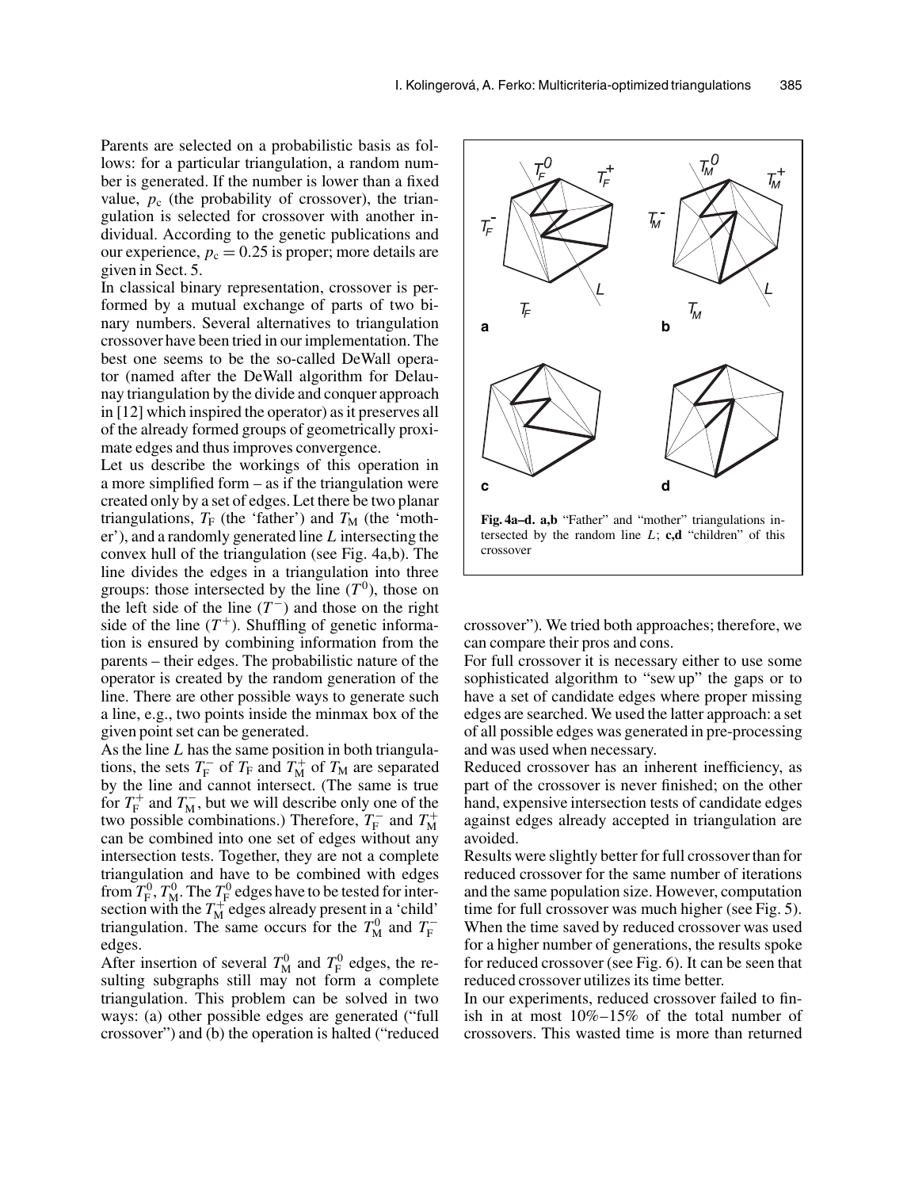Parents are selected on a probabilistic basis as follows: for a particular triangulation, a random number is generated. If the number is lower than a fixed value, $p_c$ (the probability of crossover), the triangulation is selected for crossover with another individual. According to the genetic publications and our experience, $p_c = 0.25$ is proper; more details are given in Sect. 5.

In classical binary representation, crossover is performed by a mutual exchange of parts of two binary numbers. Several alternatives to triangulation crossover have been tried in our implementation. The best one seems to be the so-called DeWall operator (named after the DeWall algorithm for Delaunay triangulation by the divide and conquer approach in [12] which inspired the operator) as it preserves all of the already formed groups of geometrically proximate edges and thus improves convergence.

Let us describe the workings of this operation in a more simplified form – as if the triangulation were created only by a set of edges. Let there be two planar triangulations, $T_F$ (the 'father') and $T_M$ (the 'mother'), and a randomly generated line $L$ intersecting the convex hull of the triangulation (see Fig. 4a,b). The line divides the edges in a triangulation into three groups: those intersected by the line ($T^0$), those on the left side of the line ($T^-$) and those on the right side of the line ($T^+$). Shuffling of genetic information is ensured by combining information from the parents – their edges. The probabilistic nature of the operator is created by the random generation of the line. There are other possible ways to generate such a line, e.g., two points inside the minmax box of the given point set can be generated.

As the line $L$ has the same position in both triangulations, the sets $T_F^-$ of $T_F$ and $T_M^+$ of $T_M$ are separated by the line and cannot intersect. (The same is true for $T_F^+$ and $T_M^-$, but we will describe only one of the two possible combinations.) Therefore, $T_F^-$ and $T_M^+$ can be combined into one set of edges without any intersection tests. Together, they are not a complete triangulation and have to be combined with edges from $T_F^0$, $T_M^0$. The $T_F^0$ edges have to be tested for intersection with the $T_M^+$ edges already present in a 'child' triangulation. The same occurs for the $T_M^0$ and $T_F^-$ edges.

After insertion of several $T_M^0$ and $T_F^0$ edges, the resulting subgraphs still may not form a complete triangulation. This problem can be solved in two ways: (a) other possible edges are generated ("full crossover") and (b) the operation is halted ("reduced crossover"). We tried both approaches; therefore, we can compare their pros and cons.

**Fig. 4a–d. a,b** "Father" and "mother" triangulations intersected by the random line $L$; **c,d** "children" of this crossover

For full crossover it is necessary either to use some sophisticated algorithm to "sew up" the gaps or to have a set of candidate edges where proper missing edges are searched. We used the latter approach: a set of all possible edges was generated in pre-processing and was used when necessary.

Reduced crossover has an inherent inefficiency, as part of the crossover is never finished; on the other hand, expensive intersection tests of candidate edges against edges already accepted in triangulation are avoided.

Results were slightly better for full crossover than for reduced crossover for the same number of iterations and the same population size. However, computation time for full crossover was much higher (see Fig. 5). When the time saved by reduced crossover was used for a higher number of generations, the results spoke for reduced crossover (see Fig. 6). It can be seen that reduced crossover utilizes its time better.

In our experiments, reduced crossover failed to finish in at most 10%–15% of the total number of crossovers. This wasted time is more than returned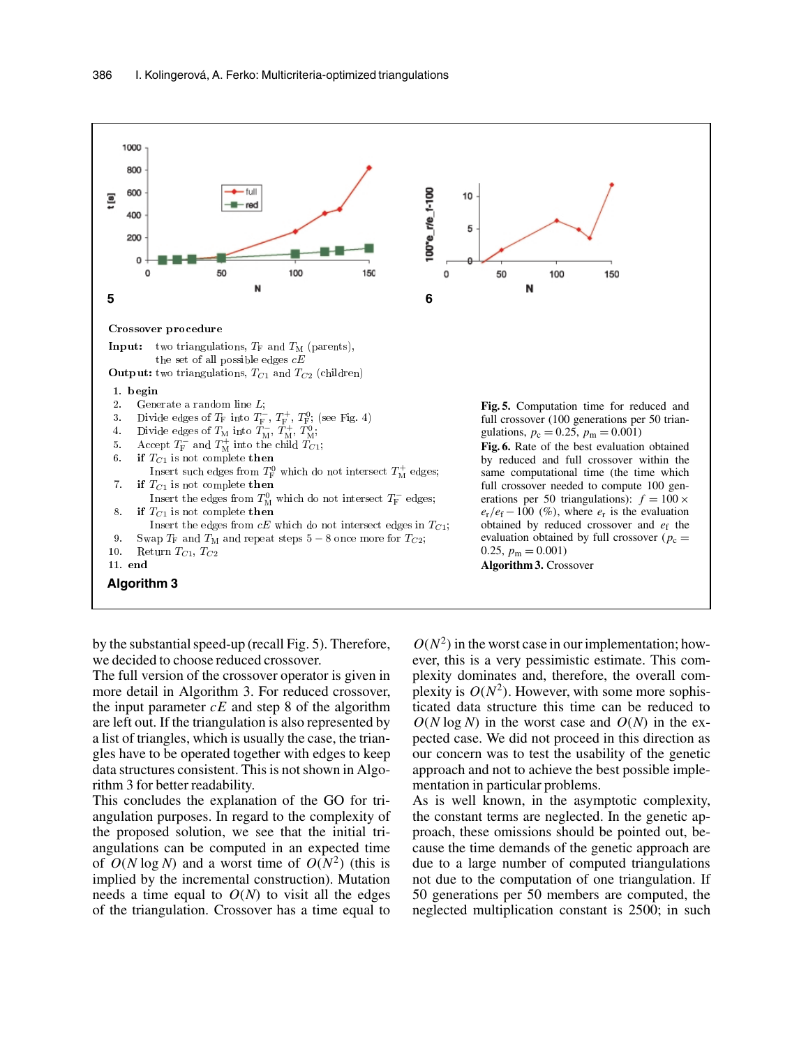**Crossover procedure**

**Input:** two triangulations, $T_F$ and $T_M$ (parents), the set of all possible edges $cE$
**Output:** two triangulations, $T_{C1}$ and $T_{C2}$ (children)

1. **begin**
2. Generate a random line $L$;
3. Divide edges of $T_F$ into $T_F^-$, $T_F^+$, $T_F^0$; (see Fig. 4)
4. Divide edges of $T_M$ into $T_M^-$, $T_M^+$, $T_M^0$;
5. Accept $T_F^-$ and $T_M^+$ into the child $T_{C1}$;
6. **if** $T_{C1}$ is not complete **then** Insert such edges from $T_F^0$ which do not intersect $T_M^+$ edges;
7. **if** $T_{C1}$ is not complete **then** Insert the edges from $T_M^0$ which do not intersect $T_F^-$ edges;
8. **if** $T_{C1}$ is not complete **then** Insert the edges from $cE$ which do not intersect edges in $T_{C1}$;
9. Swap $T_F$ and $T_M$ and repeat steps 5 – 8 once more for $T_{C2}$;
10. Return $T_{C1}$, $T_{C2}$
11. **end**

**Algorithm 3**

**Fig. 5.** Computation time for reduced and full crossover (100 generations per 50 triangulations, $p_c = 0.25$, $p_m = 0.001$)

**Fig. 6.** Rate of the best evaluation obtained by reduced and full crossover within the same computational time (the time which full crossover needed to compute 100 generations per 50 triangulations): $f = 100 \times e_r/e_f - 100$ (%), where $e_r$ is the evaluation obtained by reduced crossover and $e_f$ the evaluation obtained by full crossover ($p_c = 0.25$, $p_m = 0.001$)

**Algorithm 3.** Crossover

by the substantial speed-up (recall Fig. 5). Therefore, we decided to choose reduced crossover.

The full version of the crossover operator is given in more detail in Algorithm 3. For reduced crossover, the input parameter $cE$ and step 8 of the algorithm are left out. If the triangulation is also represented by a list of triangles, which is usually the case, the triangles have to be operated together with edges to keep data structures consistent. This is not shown in Algorithm 3 for better readability.

This concludes the explanation of the GO for triangulation purposes. In regard to the complexity of the proposed solution, we see that the initial triangulations can be computed in an expected time of $O(N \log N)$ and a worst time of $O(N^2)$ (this is implied by the incremental construction). Mutation needs a time equal to $O(N)$ to visit all the edges of the triangulation. Crossover has a time equal to $O(N^2)$ in the worst case in our implementation; however, this is a very pessimistic estimate. This complexity dominates and, therefore, the overall complexity is $O(N^2)$. However, with some more sophisticated data structure this time can be reduced to $O(N \log N)$ in the worst case and $O(N)$ in the expected case. We did not proceed in this direction as our concern was to test the usability of the genetic approach and not to achieve the best possible implementation in particular problems.

As is well known, in the asymptotic complexity, the constant terms are neglected. In the genetic approach, these omissions should be pointed out, because the time demands of the genetic approach are due to a large number of computed triangulations not due to the computation of one triangulation. If 50 generations per 50 members are computed, the neglected multiplication constant is 2500; in such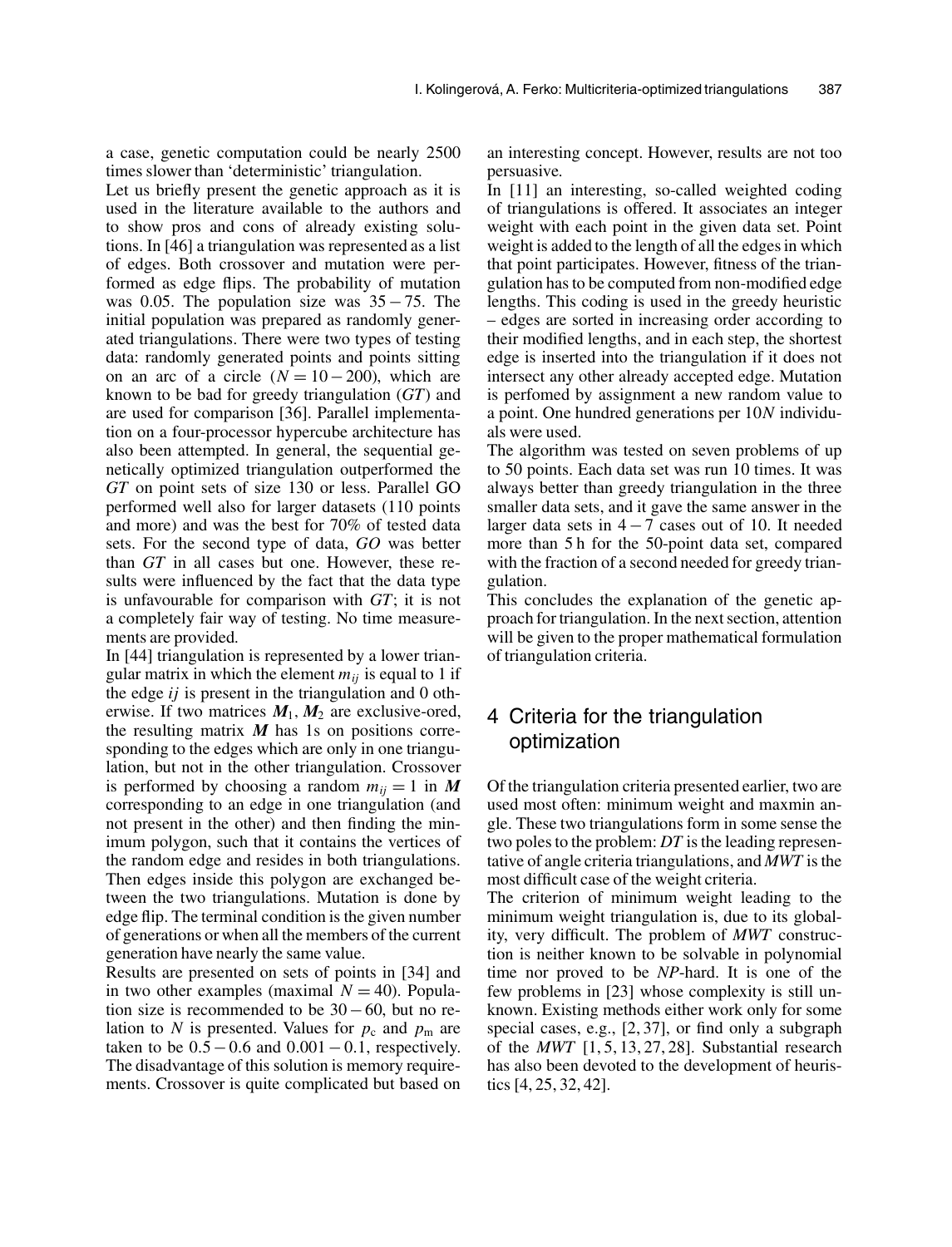a case, genetic computation could be nearly 2500 times slower than 'deterministic' triangulation.

Let us briefly present the genetic approach as it is used in the literature available to the authors and to show pros and cons of already existing solutions. In [46] a triangulation was represented as a list of edges. Both crossover and mutation were performed as edge flips. The probability of mutation was 0.05. The population size was $35-75$. The initial population was prepared as randomly generated triangulations. There were two types of testing data: randomly generated points and points sitting on an arc of a circle ($N = 10-200$), which are known to be bad for greedy triangulation (*GT*) and are used for comparison [36]. Parallel implementation on a four-processor hypercube architecture has also been attempted. In general, the sequential genetically optimized triangulation outperformed the *GT* on point sets of size 130 or less. Parallel GO performed well also for larger datasets (110 points and more) and was the best for 70% of tested data sets. For the second type of data, *GO* was better than *GT* in all cases but one. However, these results were influenced by the fact that the data type is unfavourable for comparison with *GT*; it is not a completely fair way of testing. No time measurements are provided.

In [44] triangulation is represented by a lower triangular matrix in which the element $m_{ij}$ is equal to 1 if the edge $ij$ is present in the triangulation and 0 otherwise. If two matrices $\boldsymbol{M}_1$, $\boldsymbol{M}_2$ are exclusive-ored, the resulting matrix $\boldsymbol{M}$ has 1s on positions corresponding to the edges which are only in one triangulation, but not in the other triangulation. Crossover is performed by choosing a random $m_{ij} = 1$ in $\boldsymbol{M}$ corresponding to an edge in one triangulation (and not present in the other) and then finding the minimum polygon, such that it contains the vertices of the random edge and resides in both triangulations. Then edges inside this polygon are exchanged between the two triangulations. Mutation is done by edge flip. The terminal condition is the given number of generations or when all the members of the current generation have nearly the same value.

Results are presented on sets of points in [34] and in two other examples (maximal $N = 40$). Population size is recommended to be $30-60$, but no relation to $N$ is presented. Values for $p_c$ and $p_m$ are taken to be $0.5-0.6$ and $0.001-0.1$, respectively. The disadvantage of this solution is memory requirements. Crossover is quite complicated but based on an interesting concept. However, results are not too persuasive.

In [11] an interesting, so-called weighted coding of triangulations is offered. It associates an integer weight with each point in the given data set. Point weight is added to the length of all the edges in which that point participates. However, fitness of the triangulation has to be computed from non-modified edge lengths. This coding is used in the greedy heuristic – edges are sorted in increasing order according to their modified lengths, and in each step, the shortest edge is inserted into the triangulation if it does not intersect any other already accepted edge. Mutation is perfomed by assignment a new random value to a point. One hundred generations per $10N$ individuals were used.

The algorithm was tested on seven problems of up to 50 points. Each data set was run 10 times. It was always better than greedy triangulation in the three smaller data sets, and it gave the same answer in the larger data sets in $4-7$ cases out of 10. It needed more than 5 h for the 50-point data set, compared with the fraction of a second needed for greedy triangulation.

This concludes the explanation of the genetic approach for triangulation. In the next section, attention will be given to the proper mathematical formulation of triangulation criteria.

## 4 Criteria for the triangulation optimization

Of the triangulation criteria presented earlier, two are used most often: minimum weight and maxmin angle. These two triangulations form in some sense the two poles to the problem: *DT* is the leading representative of angle criteria triangulations, and *MWT* is the most difficult case of the weight criteria.

The criterion of minimum weight leading to the minimum weight triangulation is, due to its globality, very difficult. The problem of *MWT* construction is neither known to be solvable in polynomial time nor proved to be *NP*-hard. It is one of the few problems in [23] whose complexity is still unknown. Existing methods either work only for some special cases, e.g., [2, 37], or find only a subgraph of the *MWT* [1, 5, 13, 27, 28]. Substantial research has also been devoted to the development of heuristics [4, 25, 32, 42].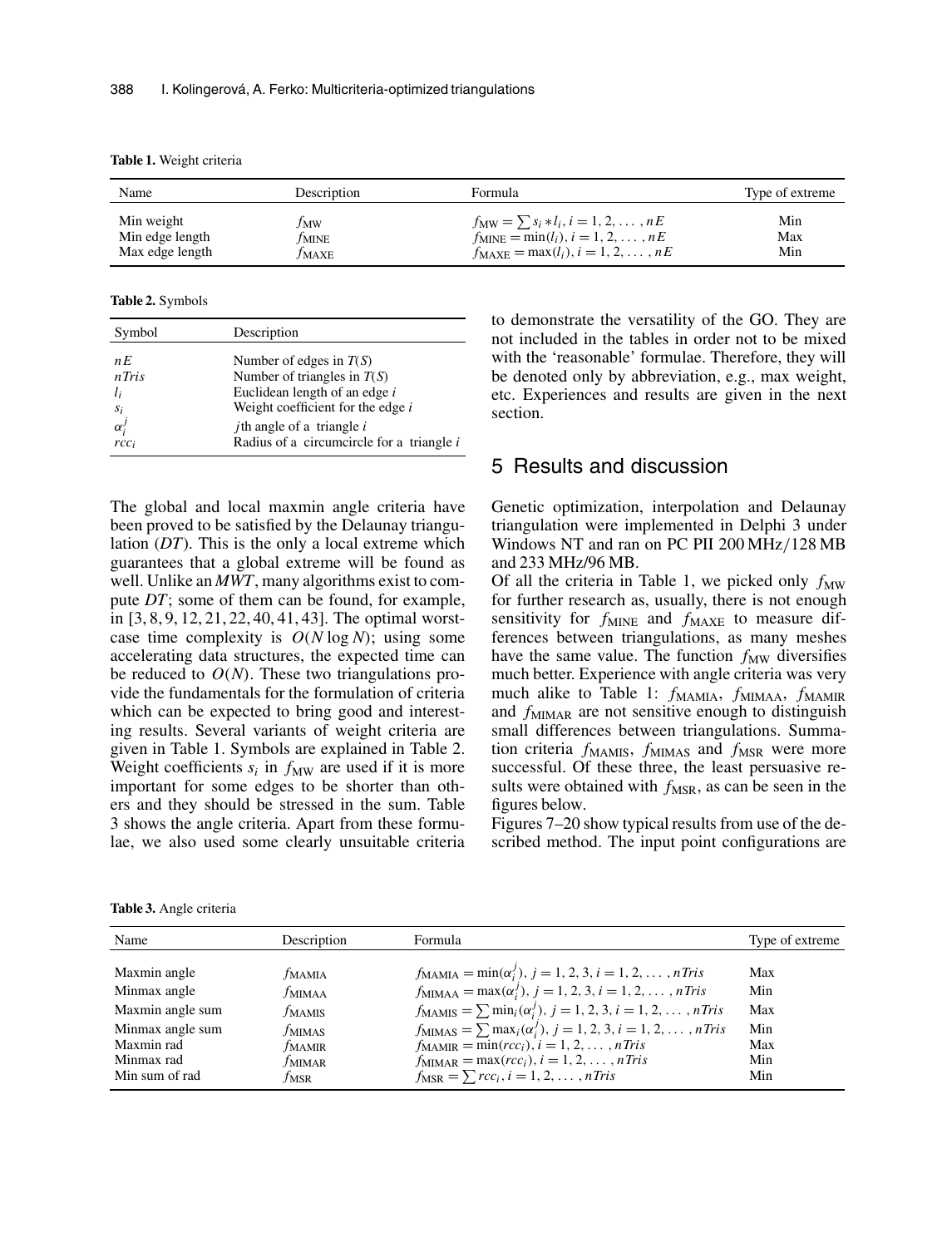**Table 1.** Weight criteria

| Name | Description | Formula | Type of extreme |
|---|---|---|---|
| Min weight | $f_{\mathrm{MW}}$ | $f_{\mathrm{MW}} = \sum s_i * l_i, i = 1, 2, \ldots, nE$ | Min |
| Min edge length | $f_{\mathrm{MINE}}$ | $f_{\mathrm{MINE}} = \min(l_i), i = 1, 2, \ldots, nE$ | Max |
| Max edge length | $f_{\mathrm{MAXE}}$ | $f_{\mathrm{MAXE}} = \max(l_i), i = 1, 2, \ldots, nE$ | Min |

**Table 2.** Symbols

| Symbol | Description |
|---|---|
| $nE$ | Number of edges in $T(S)$ |
| $nTris$ | Number of triangles in $T(S)$ |
| $l_i$ | Euclidean length of an edge $i$ |
| $s_i$ | Weight coefficient for the edge $i$ |
| $\alpha_i^j$ | $j$th angle of a triangle $i$ |
| $rcc_i$ | Radius of a circumcircle for a triangle $i$ |

The global and local maxmin angle criteria have been proved to be satisfied by the Delaunay triangulation ($DT$). This is the only a local extreme which guarantees that a global extreme will be found as well. Unlike an $MWT$, many algorithms exist to compute $DT$; some of them can be found, for example, in [3, 8, 9, 12, 21, 22, 40, 41, 43]. The optimal worst-case time complexity is $O(N \log N)$; using some accelerating data structures, the expected time can be reduced to $O(N)$. These two triangulations provide the fundamentals for the formulation of criteria which can be expected to bring good and interesting results. Several variants of weight criteria are given in Table 1. Symbols are explained in Table 2. Weight coefficients $s_i$ in $f_{\mathrm{MW}}$ are used if it is more important for some edges to be shorter than others and they should be stressed in the sum. Table 3 shows the angle criteria. Apart from these formulae, we also used some clearly unsuitable criteria to demonstrate the versatility of the GO. They are not included in the tables in order not to be mixed with the 'reasonable' formulae. Therefore, they will be denoted only by abbreviation, e.g., max weight, etc. Experiences and results are given in the next section.

## 5 Results and discussion

Genetic optimization, interpolation and Delaunay triangulation were implemented in Delphi 3 under Windows NT and ran on PC PII 200 MHz/128 MB and 233 MHz/96 MB.

Of all the criteria in Table 1, we picked only $f_{\mathrm{MW}}$ for further research as, usually, there is not enough sensitivity for $f_{\mathrm{MINE}}$ and $f_{\mathrm{MAXE}}$ to measure differences between triangulations, as many meshes have the same value. The function $f_{\mathrm{MW}}$ diversifies much better. Experience with angle criteria was very much alike to Table 1: $f_{\mathrm{MAMIA}}$, $f_{\mathrm{MIMAA}}$, $f_{\mathrm{MAMIR}}$ and $f_{\mathrm{MIMAR}}$ are not sensitive enough to distinguish small differences between triangulations. Summation criteria $f_{\mathrm{MAMIS}}$, $f_{\mathrm{MIMAS}}$ and $f_{\mathrm{MSR}}$ were more successful. Of these three, the least persuasive results were obtained with $f_{\mathrm{MSR}}$, as can be seen in the figures below.

Figures 7–20 show typical results from use of the described method. The input point configurations are

**Table 3.** Angle criteria

| Name | Description | Formula | Type of extreme |
|---|---|---|---|
| Maxmin angle | $f_{\mathrm{MAMIA}}$ | $f_{\mathrm{MAMIA}} = \min(\alpha_i^j), j = 1, 2, 3, i = 1, 2, \ldots, nTris$ | Max |
| Minmax angle | $f_{\mathrm{MIMAA}}$ | $f_{\mathrm{MIMAA}} = \max(\alpha_i^j), j = 1, 2, 3, i = 1, 2, \ldots, nTris$ | Min |
| Maxmin angle sum | $f_{\mathrm{MAMIS}}$ | $f_{\mathrm{MAMIS}} = \sum \min_i(\alpha_i^j), j = 1, 2, 3, i = 1, 2, \ldots, nTris$ | Max |
| Minmax angle sum | $f_{\mathrm{MIMAS}}$ | $f_{\mathrm{MIMAS}} = \sum \max_i(\alpha_i^j), j = 1, 2, 3, i = 1, 2, \ldots, nTris$ | Min |
| Maxmin rad | $f_{\mathrm{MAMIR}}$ | $f_{\mathrm{MAMIR}} = \min(rcc_i), i = 1, 2, \ldots, nTris$ | Max |
| Minmax rad | $f_{\mathrm{MIMAR}}$ | $f_{\mathrm{MIMAR}} = \max(rcc_i), i = 1, 2, \ldots, nTris$ | Min |
| Min sum of rad | $f_{\mathrm{MSR}}$ | $f_{\mathrm{MSR}} = \sum rcc_i, i = 1, 2, \ldots, nTris$ | Min |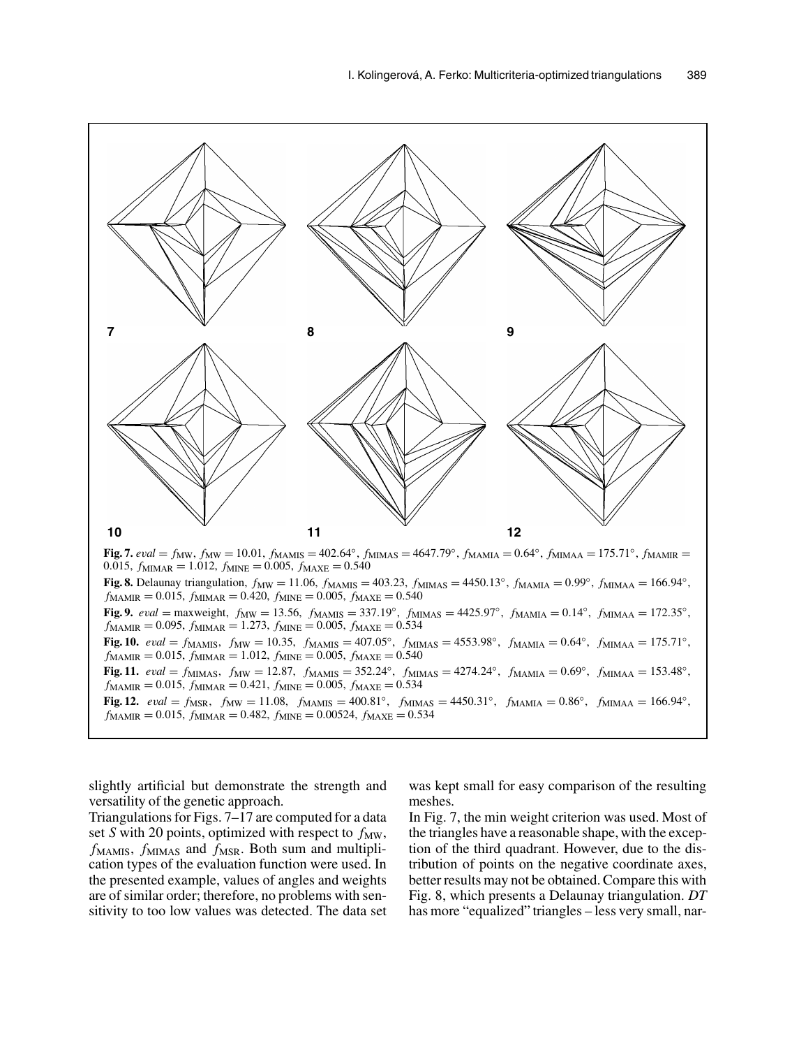**Fig. 7.** $eval = f_{\mathrm{MW}}$, $f_{\mathrm{MW}} = 10.01$, $f_{\mathrm{MAMIS}} = 402.64°$, $f_{\mathrm{MIMAS}} = 4647.79°$, $f_{\mathrm{MAMIA}} = 0.64°$, $f_{\mathrm{MIMAA}} = 175.71°$, $f_{\mathrm{MAMIR}} = 0.015$, $f_{\mathrm{MIMAR}} = 1.012$, $f_{\mathrm{MINE}} = 0.005$, $f_{\mathrm{MAXE}} = 0.540$

**Fig. 8.** Delaunay triangulation, $f_{\mathrm{MW}} = 11.06$, $f_{\mathrm{MAMIS}} = 403.23$, $f_{\mathrm{MIMAS}} = 4450.13°$, $f_{\mathrm{MAMIA}} = 0.99°$, $f_{\mathrm{MIMAA}} = 166.94°$, $f_{\mathrm{MAMIR}} = 0.015$, $f_{\mathrm{MIMAR}} = 0.420$, $f_{\mathrm{MINE}} = 0.005$, $f_{\mathrm{MAXE}} = 0.540$

**Fig. 9.** $eval$ = maxweight, $f_{\mathrm{MW}} = 13.56$, $f_{\mathrm{MAMIS}} = 337.19°$, $f_{\mathrm{MIMAS}} = 4425.97°$, $f_{\mathrm{MAMIA}} = 0.14°$, $f_{\mathrm{MIMAA}} = 172.35°$, $f_{\mathrm{MAMIR}} = 0.095$, $f_{\mathrm{MIMAR}} = 1.273$, $f_{\mathrm{MINE}} = 0.005$, $f_{\mathrm{MAXE}} = 0.534$

**Fig. 10.** $eval = f_{\mathrm{MAMIS}}$, $f_{\mathrm{MW}} = 10.35$, $f_{\mathrm{MAMIS}} = 407.05°$, $f_{\mathrm{MIMAS}} = 4553.98°$, $f_{\mathrm{MAMIA}} = 0.64°$, $f_{\mathrm{MIMAA}} = 175.71°$, $f_{\mathrm{MAMIR}} = 0.015$, $f_{\mathrm{MIMAR}} = 1.012$, $f_{\mathrm{MINE}} = 0.005$, $f_{\mathrm{MAXE}} = 0.540$

**Fig. 11.** $eval = f_{\mathrm{MIMAS}}$, $f_{\mathrm{MW}} = 12.87$, $f_{\mathrm{MAMIS}} = 352.24°$, $f_{\mathrm{MIMAS}} = 4274.24°$, $f_{\mathrm{MAMIA}} = 0.69°$, $f_{\mathrm{MIMAA}} = 153.48°$, $f_{\mathrm{MAMIR}} = 0.015$, $f_{\mathrm{MIMAR}} = 0.421$, $f_{\mathrm{MINE}} = 0.005$, $f_{\mathrm{MAXE}} = 0.534$

**Fig. 12.** $eval = f_{\mathrm{MSR}}$, $f_{\mathrm{MW}} = 11.08$, $f_{\mathrm{MAMIS}} = 400.81°$, $f_{\mathrm{MIMAS}} = 4450.31°$, $f_{\mathrm{MAMIA}} = 0.86°$, $f_{\mathrm{MIMAA}} = 166.94°$, $f_{\mathrm{MAMIR}} = 0.015$, $f_{\mathrm{MIMAR}} = 0.482$, $f_{\mathrm{MINE}} = 0.00524$, $f_{\mathrm{MAXE}} = 0.534$

slightly artificial but demonstrate the strength and versatility of the genetic approach.

Triangulations for Figs. 7–17 are computed for a data set $S$ with 20 points, optimized with respect to $f_{\mathrm{MW}}$, $f_{\mathrm{MAMIS}}$, $f_{\mathrm{MIMAS}}$ and $f_{\mathrm{MSR}}$. Both sum and multiplication types of the evaluation function were used. In the presented example, values of angles and weights are of similar order; therefore, no problems with sensitivity to too low values was detected. The data set was kept small for easy comparison of the resulting meshes.

In Fig. 7, the min weight criterion was used. Most of the triangles have a reasonable shape, with the exception of the third quadrant. However, due to the distribution of points on the negative coordinate axes, better results may not be obtained. Compare this with Fig. 8, which presents a Delaunay triangulation. *DT* has more "equalized" triangles – less very small, nar-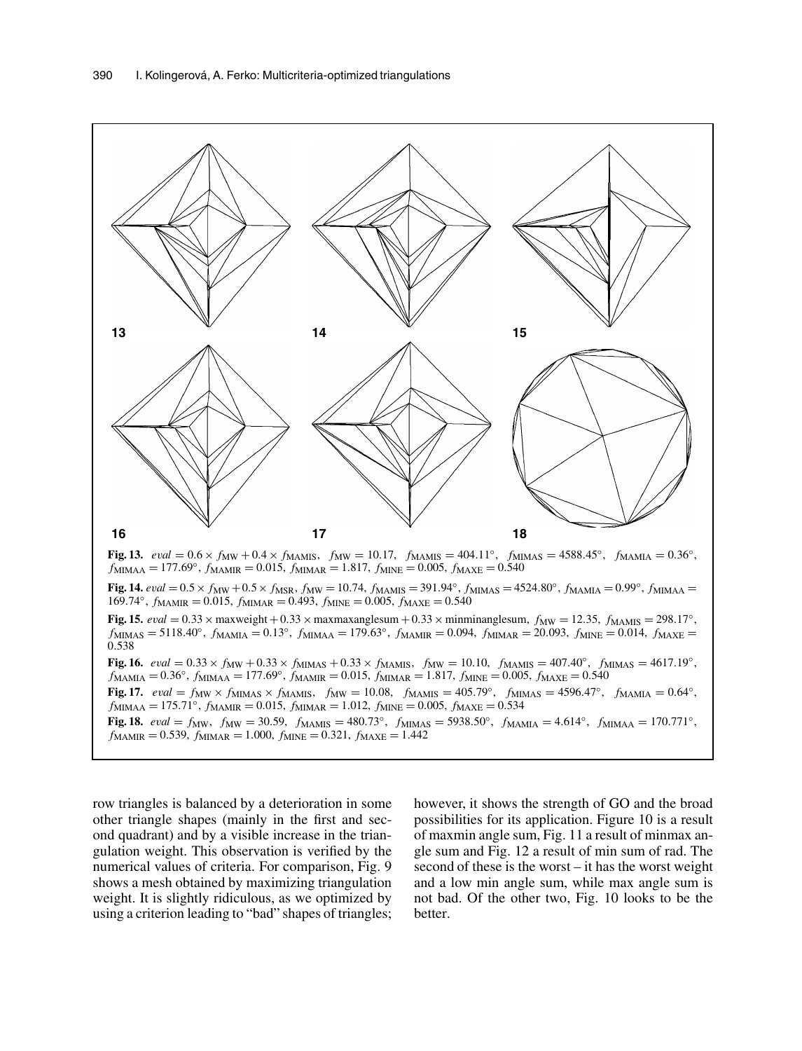13

14

15

16

17

18

**Fig. 13.** $eval = 0.6 \times f_{\mathrm{MW}} + 0.4 \times f_{\mathrm{MAMIS}}$, $f_{\mathrm{MW}} = 10.17$, $f_{\mathrm{MAMIS}} = 404.11°$, $f_{\mathrm{MIMAS}} = 4588.45°$, $f_{\mathrm{MAMIA}} = 0.36°$, $f_{\mathrm{MIMAA}} = 177.69°$, $f_{\mathrm{MAMIR}} = 0.015$, $f_{\mathrm{MIMAR}} = 1.817$, $f_{\mathrm{MINE}} = 0.005$, $f_{\mathrm{MAXE}} = 0.540$

**Fig. 14.** $eval = 0.5 \times f_{\mathrm{MW}} + 0.5 \times f_{\mathrm{MSR}}$, $f_{\mathrm{MW}} = 10.74$, $f_{\mathrm{MAMIS}} = 391.94°$, $f_{\mathrm{MIMAS}} = 4524.80°$, $f_{\mathrm{MAMIA}} = 0.99°$, $f_{\mathrm{MIMAA}} = 169.74°$, $f_{\mathrm{MAMIR}} = 0.015$, $f_{\mathrm{MIMAR}} = 0.493$, $f_{\mathrm{MINE}} = 0.005$, $f_{\mathrm{MAXE}} = 0.540$

**Fig. 15.** $eval = 0.33 \times$ maxweight $+ 0.33 \times$ maxmaxanglesum $+ 0.33 \times$ minminanglesum, $f_{\mathrm{MW}} = 12.35$, $f_{\mathrm{MAMIS}} = 298.17°$, $f_{\mathrm{MIMAS}} = 5118.40°$, $f_{\mathrm{MAMIA}} = 0.13°$, $f_{\mathrm{MIMAA}} = 179.63°$, $f_{\mathrm{MAMIR}} = 0.094$, $f_{\mathrm{MIMAR}} = 20.093$, $f_{\mathrm{MINE}} = 0.014$, $f_{\mathrm{MAXE}} = 0.538$

**Fig. 16.** $eval = 0.33 \times f_{\mathrm{MW}} + 0.33 \times f_{\mathrm{MIMAS}} + 0.33 \times f_{\mathrm{MAMIS}}$, $f_{\mathrm{MW}} = 10.10$, $f_{\mathrm{MAMIS}} = 407.40°$, $f_{\mathrm{MIMAS}} = 4617.19°$, $f_{\mathrm{MAMIA}} = 0.36°$, $f_{\mathrm{MIMAA}} = 177.69°$, $f_{\mathrm{MAMIR}} = 0.015$, $f_{\mathrm{MIMAR}} = 1.817$, $f_{\mathrm{MINE}} = 0.005$, $f_{\mathrm{MAXE}} = 0.540$

**Fig. 17.** $eval = f_{\mathrm{MW}} \times f_{\mathrm{MIMAS}} \times f_{\mathrm{MAMIS}}$, $f_{\mathrm{MW}} = 10.08$, $f_{\mathrm{MAMIS}} = 405.79°$, $f_{\mathrm{MIMAS}} = 4596.47°$, $f_{\mathrm{MAMIA}} = 0.64°$, $f_{\mathrm{MIMAA}} = 175.71°$, $f_{\mathrm{MAMIR}} = 0.015$, $f_{\mathrm{MIMAR}} = 1.012$, $f_{\mathrm{MINE}} = 0.005$, $f_{\mathrm{MAXE}} = 0.534$

**Fig. 18.** $eval = f_{\mathrm{MW}}$, $f_{\mathrm{MW}} = 30.59$, $f_{\mathrm{MAMIS}} = 480.73°$, $f_{\mathrm{MIMAS}} = 5938.50°$, $f_{\mathrm{MAMIA}} = 4.614°$, $f_{\mathrm{MIMAA}} = 170.771°$, $f_{\mathrm{MAMIR}} = 0.539$, $f_{\mathrm{MIMAR}} = 1.000$, $f_{\mathrm{MINE}} = 0.321$, $f_{\mathrm{MAXE}} = 1.442$

row triangles is balanced by a deterioration in some other triangle shapes (mainly in the first and second quadrant) and by a visible increase in the triangulation weight. This observation is verified by the numerical values of criteria. For comparison, Fig. 9 shows a mesh obtained by maximizing triangulation weight. It is slightly ridiculous, as we optimized by using a criterion leading to "bad" shapes of triangles; however, it shows the strength of GO and the broad possibilities for its application. Figure 10 is a result of maxmin angle sum, Fig. 11 a result of minmax angle sum and Fig. 12 a result of min sum of rad. The second of these is the worst – it has the worst weight and a low min angle sum, while max angle sum is not bad. Of the other two, Fig. 10 looks to be the better.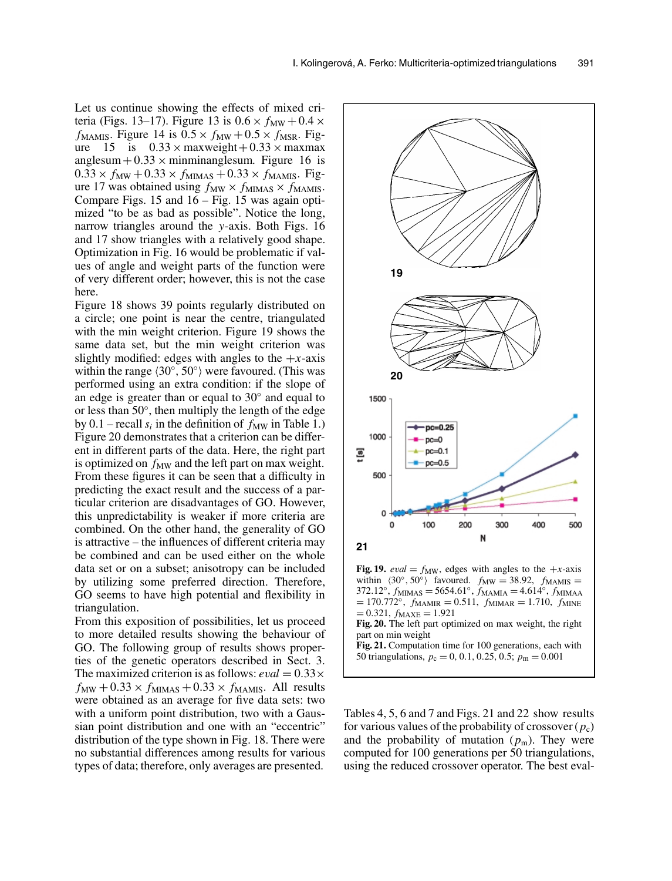Let us continue showing the effects of mixed criteria (Figs. 13–17). Figure 13 is $0.6 \times f_{\mathrm{MW}} + 0.4 \times f_{\mathrm{MAMIS}}$. Figure 14 is $0.5 \times f_{\mathrm{MW}} + 0.5 \times f_{\mathrm{MSR}}$. Figure 15 is $0.33 \times \mathrm{maxweight} + 0.33 \times \mathrm{maxmax\ anglesum} + 0.33 \times \mathrm{minminanglesum}$. Figure 16 is $0.33 \times f_{\mathrm{MW}} + 0.33 \times f_{\mathrm{MIMAS}} + 0.33 \times f_{\mathrm{MAMIS}}$. Figure 17 was obtained using $f_{\mathrm{MW}} \times f_{\mathrm{MIMAS}} \times f_{\mathrm{MAMIS}}$. Compare Figs. 15 and 16 – Fig. 15 was again optimized "to be as bad as possible". Notice the long, narrow triangles around the $y$-axis. Both Figs. 16 and 17 show triangles with a relatively good shape. Optimization in Fig. 16 would be problematic if values of angle and weight parts of the function were of very different order; however, this is not the case here.

Figure 18 shows 39 points regularly distributed on a circle; one point is near the centre, triangulated with the min weight criterion. Figure 19 shows the same data set, but the min weight criterion was slightly modified: edges with angles to the $+x$-axis within the range $\langle 30°, 50° \rangle$ were favoured. (This was performed using an extra condition: if the slope of an edge is greater than or equal to 30° and equal to or less than 50°, then multiply the length of the edge by 0.1 – recall $s_i$ in the definition of $f_{\mathrm{MW}}$ in Table 1.) Figure 20 demonstrates that a criterion can be different in different parts of the data. Here, the right part is optimized on $f_{\mathrm{MW}}$ and the left part on max weight. From these figures it can be seen that a difficulty in predicting the exact result and the success of a particular criterion are disadvantages of GO. However, this unpredictability is weaker if more criteria are combined. On the other hand, the generality of GO is attractive – the influences of different criteria may be combined and can be used either on the whole data set or on a subset; anisotropy can be included by utilizing some preferred direction. Therefore, GO seems to have high potential and flexibility in triangulation.

From this exposition of possibilities, let us proceed to more detailed results showing the behaviour of GO. The following group of results shows properties of the genetic operators described in Sect. 3. The maximized criterion is as follows: $eval = 0.33 \times f_{\mathrm{MW}} + 0.33 \times f_{\mathrm{MIMAS}} + 0.33 \times f_{\mathrm{MAMIS}}$. All results were obtained as an average for five data sets: two with a uniform point distribution, two with a Gaussian point distribution and one with an "eccentric" distribution of the type shown in Fig. 18. There were no substantial differences among results for various types of data; therefore, only averages are presented.

**Fig. 19.** $eval = f_{\mathrm{MW}}$, edges with angles to the $+x$-axis within $\langle 30°, 50° \rangle$ favoured. $f_{\mathrm{MW}} = 38.92$, $f_{\mathrm{MAMIS}} = 372.12°$, $f_{\mathrm{MIMAS}} = 5654.61°$, $f_{\mathrm{MAMIA}} = 4.614°$, $f_{\mathrm{MIMAA}} = 170.772°$, $f_{\mathrm{MAMIR}} = 0.511$, $f_{\mathrm{MIMAR}} = 1.710$, $f_{\mathrm{MINE}} = 0.321$, $f_{\mathrm{MAXE}} = 1.921$

**Fig. 20.** The left part optimized on max weight, the right part on min weight

**Fig. 21.** Computation time for 100 generations, each with 50 triangulations, $p_{\mathrm{c}} = 0, 0.1, 0.25, 0.5$; $p_{\mathrm{m}} = 0.001$

Tables 4, 5, 6 and 7 and Figs. 21 and 22 show results for various values of the probability of crossover ($p_{\mathrm{c}}$) and the probability of mutation ($p_{\mathrm{m}}$). They were computed for 100 generations per 50 triangulations, using the reduced crossover operator. The best eval-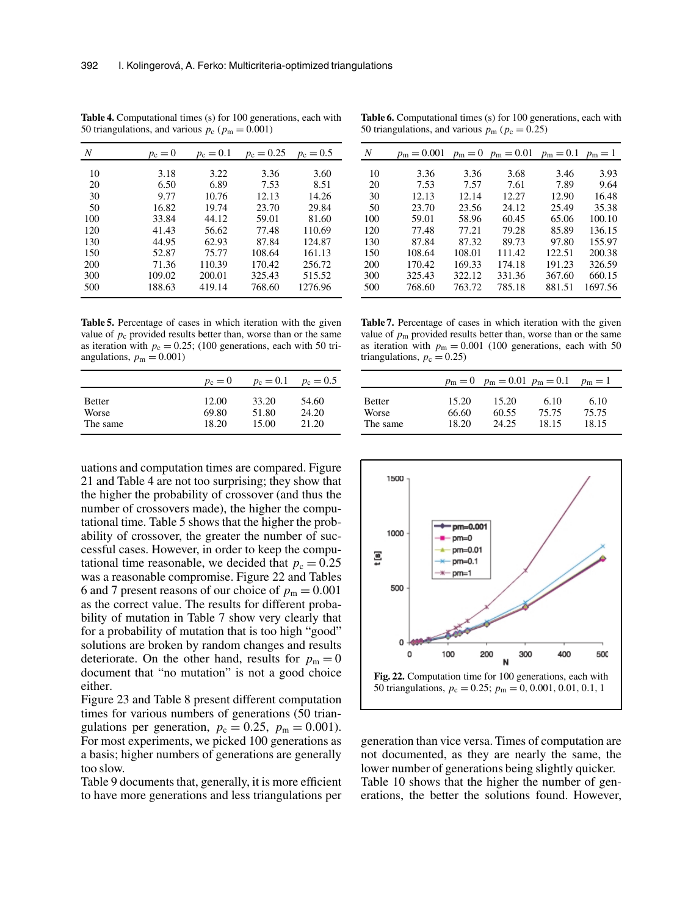**Table 4.** Computational times (s) for 100 generations, each with 50 triangulations, and various $p_c$ ($p_m = 0.001$)

| $N$ | $p_c = 0$ | $p_c = 0.1$ | $p_c = 0.25$ | $p_c = 0.5$ |
|---|---|---|---|---|
| 10 | 3.18 | 3.22 | 3.36 | 3.60 |
| 20 | 6.50 | 6.89 | 7.53 | 8.51 |
| 30 | 9.77 | 10.76 | 12.13 | 14.26 |
| 50 | 16.82 | 19.74 | 23.70 | 29.84 |
| 100 | 33.84 | 44.12 | 59.01 | 81.60 |
| 120 | 41.43 | 56.62 | 77.48 | 110.69 |
| 130 | 44.95 | 62.93 | 87.84 | 124.87 |
| 150 | 52.87 | 75.77 | 108.64 | 161.13 |
| 200 | 71.36 | 110.39 | 170.42 | 256.72 |
| 300 | 109.02 | 200.01 | 325.43 | 515.52 |
| 500 | 188.63 | 419.14 | 768.60 | 1276.96 |

**Table 5.** Percentage of cases in which iteration with the given value of $p_c$ provided results better than, worse than or the same as iteration with $p_c = 0.25$; (100 generations, each with 50 triangulations, $p_m = 0.001$)

| | $p_c = 0$ | $p_c = 0.1$ | $p_c = 0.5$ |
|---|---|---|---|
| Better | 12.00 | 33.20 | 54.60 |
| Worse | 69.80 | 51.80 | 24.20 |
| The same | 18.20 | 15.00 | 21.20 |

uations and computation times are compared. Figure 21 and Table 4 are not too surprising; they show that the higher the probability of crossover (and thus the number of crossovers made), the higher the computational time. Table 5 shows that the higher the probability of crossover, the greater the number of successful cases. However, in order to keep the computational time reasonable, we decided that $p_c = 0.25$ was a reasonable compromise. Figure 22 and Tables 6 and 7 present reasons of our choice of $p_m = 0.001$ as the correct value. The results for different probability of mutation in Table 7 show very clearly that for a probability of mutation that is too high "good" solutions are broken by random changes and results deteriorate. On the other hand, results for $p_m = 0$ document that "no mutation" is not a good choice either.

Figure 23 and Table 8 present different computation times for various numbers of generations (50 triangulations per generation, $p_c = 0.25$, $p_m = 0.001$). For most experiments, we picked 100 generations as a basis; higher numbers of generations are generally too slow.

Table 9 documents that, generally, it is more efficient to have more generations and less triangulations per generation than vice versa. Times of computation are not documented, as they are nearly the same, the lower number of generations being slightly quicker. Table 10 shows that the higher the number of generations, the better the solutions found. However,

**Table 6.** Computational times (s) for 100 generations, each with 50 triangulations, and various $p_m$ ($p_c = 0.25$)

| $N$ | $p_m = 0.001$ | $p_m = 0$ | $p_m = 0.01$ | $p_m = 0.1$ | $p_m = 1$ |
|---|---|---|---|---|---|
| 10 | 3.36 | 3.36 | 3.68 | 3.46 | 3.93 |
| 20 | 7.53 | 7.57 | 7.61 | 7.89 | 9.64 |
| 30 | 12.13 | 12.14 | 12.27 | 12.90 | 16.48 |
| 50 | 23.70 | 23.56 | 24.12 | 25.49 | 35.38 |
| 100 | 59.01 | 58.96 | 60.45 | 65.06 | 100.10 |
| 120 | 77.48 | 77.21 | 79.28 | 85.89 | 136.15 |
| 130 | 87.84 | 87.32 | 89.73 | 97.80 | 155.97 |
| 150 | 108.64 | 108.01 | 111.42 | 122.51 | 200.38 |
| 200 | 170.42 | 169.33 | 174.18 | 191.23 | 326.59 |
| 300 | 325.43 | 322.12 | 331.36 | 367.60 | 660.15 |
| 500 | 768.60 | 763.72 | 785.18 | 881.51 | 1697.56 |

**Table 7.** Percentage of cases in which iteration with the given value of $p_m$ provided results better than, worse than or the same as iteration with $p_m = 0.001$ (100 generations, each with 50 triangulations, $p_c = 0.25$)

| | $p_m = 0$ | $p_m = 0.01$ | $p_m = 0.1$ | $p_m = 1$ |
|---|---|---|---|---|
| Better | 15.20 | 15.20 | 6.10 | 6.10 |
| Worse | 66.60 | 60.55 | 75.75 | 75.75 |
| The same | 18.20 | 24.25 | 18.15 | 18.15 |

**Fig. 22.** Computation time for 100 generations, each with 50 triangulations, $p_c = 0.25$; $p_m = 0, 0.001, 0.01, 0.1, 1$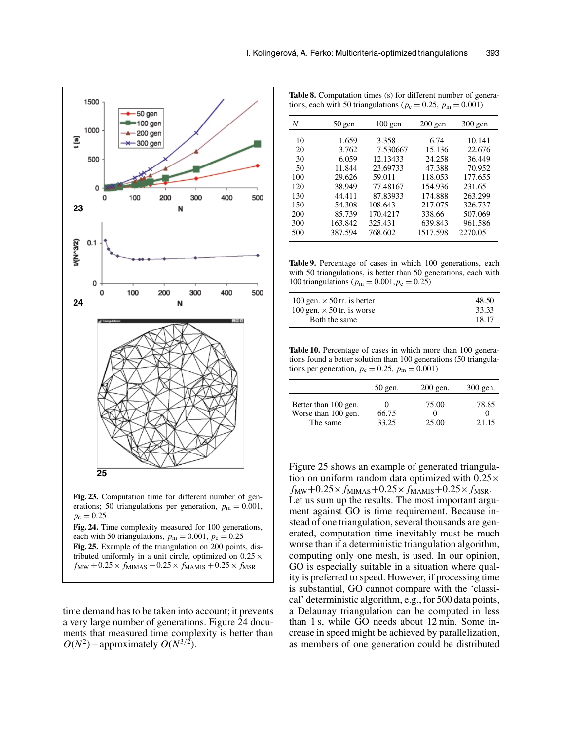**Fig. 23.** Computation time for different number of generations; 50 triangulations per generation, $p_m = 0.001$, $p_c = 0.25$

**Fig. 24.** Time complexity measured for 100 generations, each with 50 triangulations, $p_m = 0.001$, $p_c = 0.25$

**Fig. 25.** Example of the triangulation on 200 points, distributed uniformly in a unit circle, optimized on $0.25 \times f_{MW} + 0.25 \times f_{MIMAS} + 0.25 \times f_{MAMIS} + 0.25 \times f_{MSR}$

time demand has to be taken into account; it prevents a very large number of generations. Figure 24 documents that measured time complexity is better than $O(N^2)$ – approximately $O(N^{3/2})$.

**Table 8.** Computation times (s) for different number of generations, each with 50 triangulations ($p_c = 0.25$, $p_m = 0.001$)

| $N$ | 50 gen | 100 gen | 200 gen | 300 gen |
|---|---|---|---|---|
| 10 | 1.659 | 3.358 | 6.74 | 10.141 |
| 20 | 3.762 | 7.530667 | 15.136 | 22.676 |
| 30 | 6.059 | 12.13433 | 24.258 | 36.449 |
| 50 | 11.844 | 23.69733 | 47.388 | 70.952 |
| 100 | 29.626 | 59.011 | 118.053 | 177.655 |
| 120 | 38.949 | 77.48167 | 154.936 | 231.65 |
| 130 | 44.411 | 87.83933 | 174.888 | 263.299 |
| 150 | 54.308 | 108.643 | 217.075 | 326.737 |
| 200 | 85.739 | 170.4217 | 338.66 | 507.069 |
| 300 | 163.842 | 325.431 | 639.843 | 961.586 |
| 500 | 387.594 | 768.602 | 1517.598 | 2270.05 |

**Table 9.** Percentage of cases in which 100 generations, each with 50 triangulations, is better than 50 generations, each with 100 triangulations ($p_m = 0.001, p_c = 0.25$)

| | |
|---|---|
| 100 gen. × 50 tr. is better | 48.50 |
| 100 gen. × 50 tr. is worse | 33.33 |
| Both the same | 18.17 |

**Table 10.** Percentage of cases in which more than 100 generations found a better solution than 100 generations (50 triangulations per generation, $p_c = 0.25$, $p_m = 0.001$)

| | 50 gen. | 200 gen. | 300 gen. |
|---|---|---|---|
| Better than 100 gen. | 0 | 75.00 | 78.85 |
| Worse than 100 gen. | 66.75 | 0 | 0 |
| The same | 33.25 | 25.00 | 21.15 |

Figure 25 shows an example of generated triangulation on uniform random data optimized with $0.25 \times f_{MW} + 0.25 \times f_{MIMAS} + 0.25 \times f_{MAMIS} + 0.25 \times f_{MSR}$. Let us sum up the results. The most important argument against GO is time requirement. Because instead of one triangulation, several thousands are generated, computation time inevitably must be much worse than if a deterministic triangulation algorithm, computing only one mesh, is used. In our opinion, GO is especially suitable in a situation where quality is preferred to speed. However, if processing time is substantial, GO cannot compare with the 'classical' deterministic algorithm, e.g., for 500 data points, a Delaunay triangulation can be computed in less than 1 s, while GO needs about 12 min. Some increase in speed might be achieved by parallelization, as members of one generation could be distributed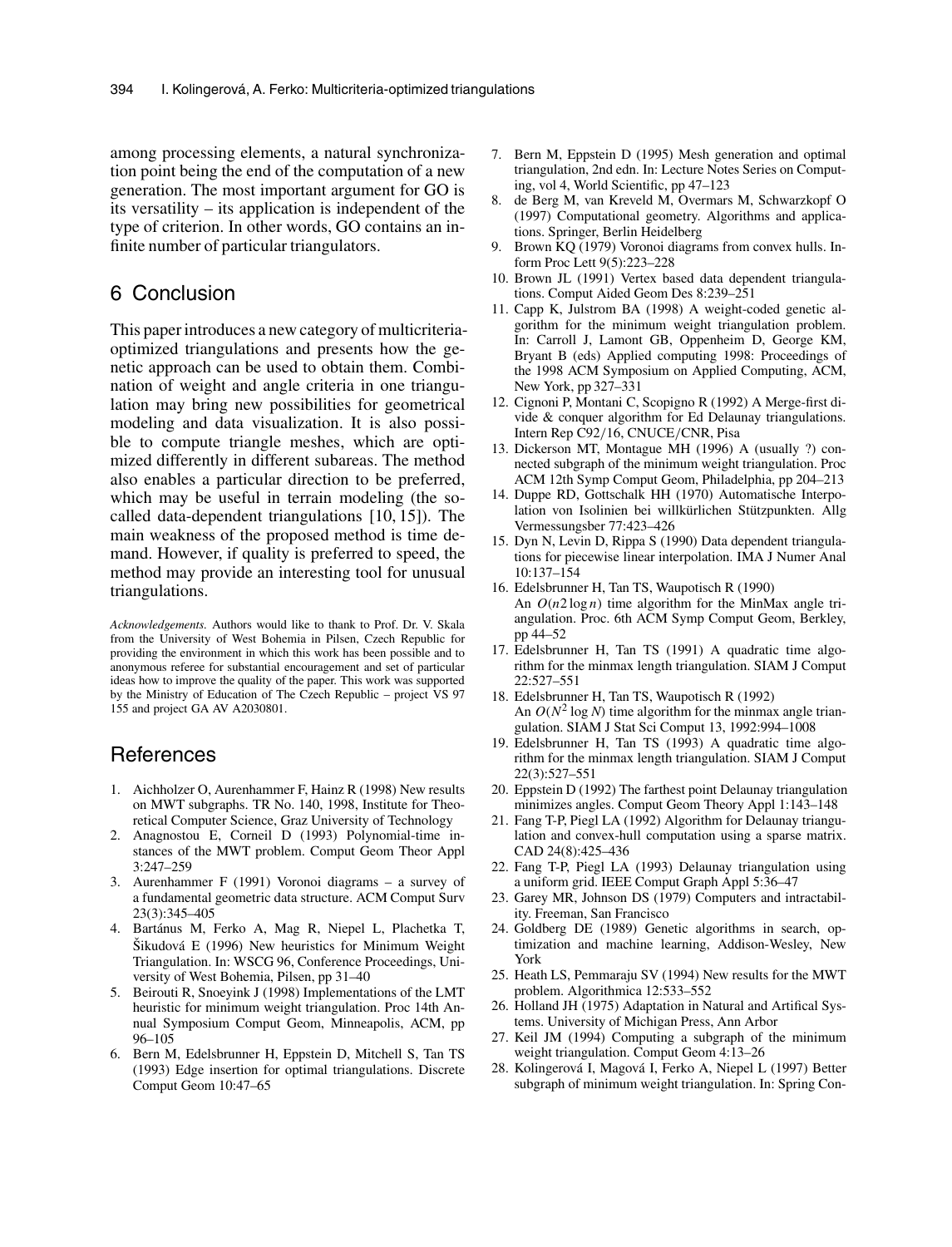among processing elements, a natural synchronization point being the end of the computation of a new generation. The most important argument for GO is its versatility – its application is independent of the type of criterion. In other words, GO contains an infinite number of particular triangulators.

## 6 Conclusion

This paper introduces a new category of multicriteria-optimized triangulations and presents how the genetic approach can be used to obtain them. Combination of weight and angle criteria in one triangulation may bring new possibilities for geometrical modeling and data visualization. It is also possible to compute triangle meshes, which are optimized differently in different subareas. The method also enables a particular direction to be preferred, which may be useful in terrain modeling (the so-called data-dependent triangulations [10, 15]). The main weakness of the proposed method is time demand. However, if quality is preferred to speed, the method may provide an interesting tool for unusual triangulations.

*Acknowledgements.* Authors would like to thank to Prof. Dr. V. Skala from the University of West Bohemia in Pilsen, Czech Republic for providing the environment in which this work has been possible and to anonymous referee for substantial encouragement and set of particular ideas how to improve the quality of the paper. This work was supported by the Ministry of Education of The Czech Republic – project VS 97 155 and project GA AV A2030801.

## References

1. Aichholzer O, Aurenhammer F, Hainz R (1998) New results on MWT subgraphs. TR No. 140, 1998, Institute for Theoretical Computer Science, Graz University of Technology
2. Anagnostou E, Corneil D (1993) Polynomial-time instances of the MWT problem. Comput Geom Theor Appl 3:247–259
3. Aurenhammer F (1991) Voronoi diagrams – a survey of a fundamental geometric data structure. ACM Comput Surv 23(3):345–405
4. Bartánus M, Ferko A, Mag R, Niepel L, Plachetka T, Šikudová E (1996) New heuristics for Minimum Weight Triangulation. In: WSCG 96, Conference Proceedings, University of West Bohemia, Pilsen, pp 31–40
5. Beirouti R, Snoeyink J (1998) Implementations of the LMT heuristic for minimum weight triangulation. Proc 14th Annual Symposium Comput Geom, Minneapolis, ACM, pp 96–105
6. Bern M, Edelsbrunner H, Eppstein D, Mitchell S, Tan TS (1993) Edge insertion for optimal triangulations. Discrete Comput Geom 10:47–65
7. Bern M, Eppstein D (1995) Mesh generation and optimal triangulation, 2nd edn. In: Lecture Notes Series on Computing, vol 4, World Scientific, pp 47–123
8. de Berg M, van Kreveld M, Overmars M, Schwarzkopf O (1997) Computational geometry. Algorithms and applications. Springer, Berlin Heidelberg
9. Brown KQ (1979) Voronoi diagrams from convex hulls. Inform Proc Lett 9(5):223–228
10. Brown JL (1991) Vertex based data dependent triangulations. Comput Aided Geom Des 8:239–251
11. Capp K, Julstrom BA (1998) A weight-coded genetic algorithm for the minimum weight triangulation problem. In: Carroll J, Lamont GB, Oppenheim D, George KM, Bryant B (eds) Applied computing 1998: Proceedings of the 1998 ACM Symposium on Applied Computing, ACM, New York, pp 327–331
12. Cignoni P, Montani C, Scopigno R (1992) A Merge-first divide & conquer algorithm for Ed Delaunay triangulations. Intern Rep C92/16, CNUCE/CNR, Pisa
13. Dickerson MT, Montague MH (1996) A (usually ?) connected subgraph of the minimum weight triangulation. Proc ACM 12th Symp Comput Geom, Philadelphia, pp 204–213
14. Duppe RD, Gottschalk HH (1970) Automatische Interpolation von Isolinien bei willkürlichen Stützpunkten. Allg Vermessungsber 77:423–426
15. Dyn N, Levin D, Rippa S (1990) Data dependent triangulations for piecewise linear interpolation. IMA J Numer Anal 10:137–154
16. Edelsbrunner H, Tan TS, Waupotisch R (1990) An $O(n2 \log n)$ time algorithm for the MinMax angle triangulation. Proc. 6th ACM Symp Comput Geom, Berkley, pp 44–52
17. Edelsbrunner H, Tan TS (1991) A quadratic time algorithm for the minmax length triangulation. SIAM J Comput 22:527–551
18. Edelsbrunner H, Tan TS, Waupotisch R (1992) An $O(N^2 \log N)$ time algorithm for the minmax angle triangulation. SIAM J Stat Sci Comput 13, 1992:994–1008
19. Edelsbrunner H, Tan TS (1993) A quadratic time algorithm for the minmax length triangulation. SIAM J Comput 22(3):527–551
20. Eppstein D (1992) The farthest point Delaunay triangulation minimizes angles. Comput Geom Theory Appl 1:143–148
21. Fang T-P, Piegl LA (1992) Algorithm for Delaunay triangulation and convex-hull computation using a sparse matrix. CAD 24(8):425–436
22. Fang T-P, Piegl LA (1993) Delaunay triangulation using a uniform grid. IEEE Comput Graph Appl 5:36–47
23. Garey MR, Johnson DS (1979) Computers and intractability. Freeman, San Francisco
24. Goldberg DE (1989) Genetic algorithms in search, optimization and machine learning, Addison-Wesley, New York
25. Heath LS, Pemmaraju SV (1994) New results for the MWT problem. Algorithmica 12:533–552
26. Holland JH (1975) Adaptation in Natural and Artifical Systems. University of Michigan Press, Ann Arbor
27. Keil JM (1994) Computing a subgraph of the minimum weight triangulation. Comput Geom 4:13–26
28. Kolingerová I, Magová I, Ferko A, Niepel L (1997) Better subgraph of minimum weight triangulation. In: Spring Con-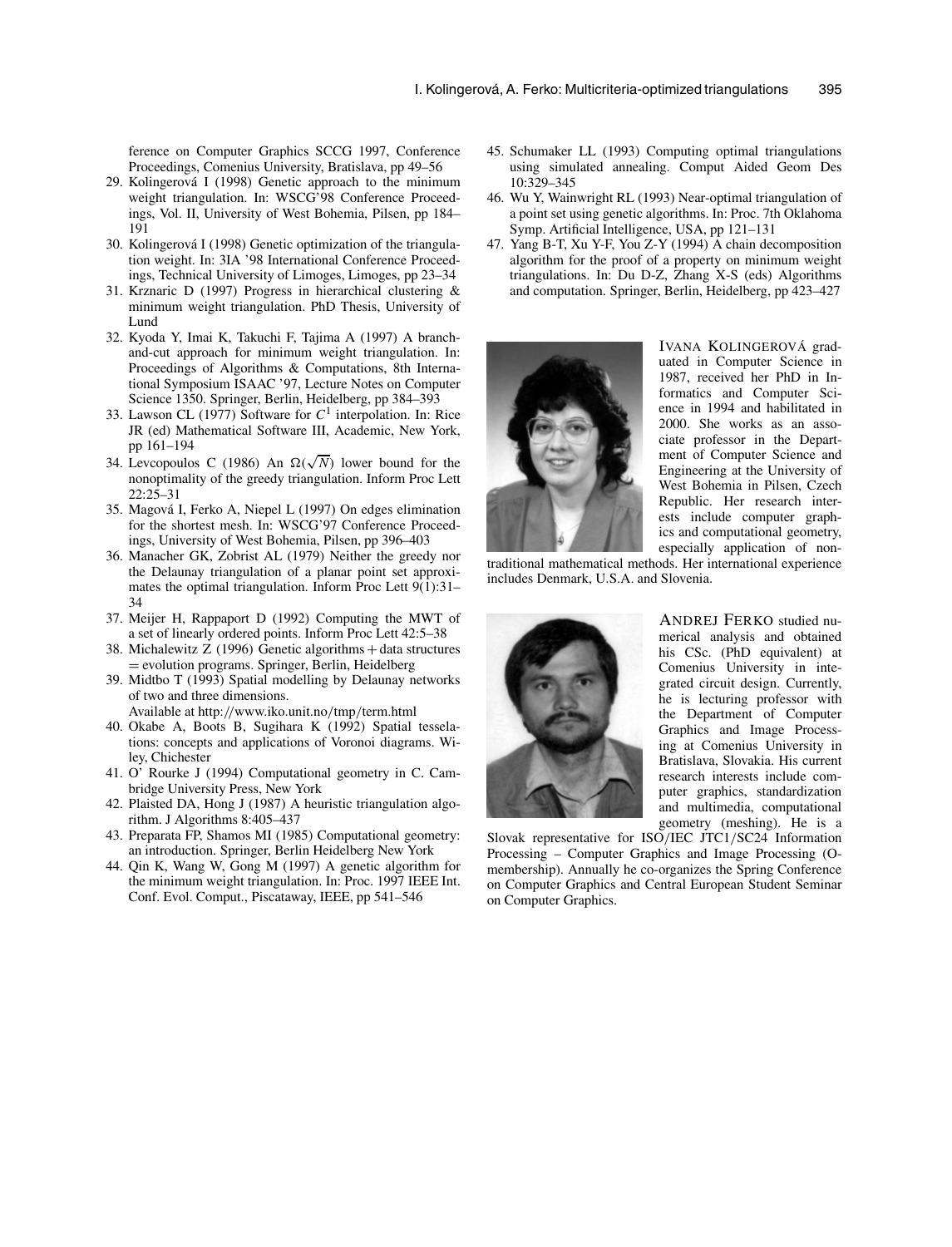ference on Computer Graphics SCCG 1997, Conference Proceedings, Comenius University, Bratislava, pp 49–56

29. Kolingerová I (1998) Genetic approach to the minimum weight triangulation. In: WSCG'98 Conference Proceedings, Vol. II, University of West Bohemia, Pilsen, pp 184–191
30. Kolingerová I (1998) Genetic optimization of the triangulation weight. In: 3IA '98 International Conference Proceedings, Technical University of Limoges, Limoges, pp 23–34
31. Krznaric D (1997) Progress in hierarchical clustering & minimum weight triangulation. PhD Thesis, University of Lund
32. Kyoda Y, Imai K, Takuchi F, Tajima A (1997) A branch-and-cut approach for minimum weight triangulation. In: Proceedings of Algorithms & Computations, 8th International Symposium ISAAC '97, Lecture Notes on Computer Science 1350. Springer, Berlin, Heidelberg, pp 384–393
33. Lawson CL (1977) Software for $C^1$ interpolation. In: Rice JR (ed) Mathematical Software III, Academic, New York, pp 161–194
34. Levcopoulos C (1986) An $\Omega(\sqrt{N})$ lower bound for the nonoptimality of the greedy triangulation. Inform Proc Lett 22:25–31
35. Magová I, Ferko A, Niepel L (1997) On edges elimination for the shortest mesh. In: WSCG'97 Conference Proceedings, University of West Bohemia, Pilsen, pp 396–403
36. Manacher GK, Zobrist AL (1979) Neither the greedy nor the Delaunay triangulation of a planar point set approximates the optimal triangulation. Inform Proc Lett 9(1):31–34
37. Meijer H, Rappaport D (1992) Computing the MWT of a set of linearly ordered points. Inform Proc Lett 42:5–38
38. Michalewitz Z (1996) Genetic algorithms + data structures = evolution programs. Springer, Berlin, Heidelberg
39. Midtbo T (1993) Spatial modelling by Delaunay networks of two and three dimensions. Available at http://www.iko.unit.no/tmp/term.html
40. Okabe A, Boots B, Sugihara K (1992) Spatial tesselations: concepts and applications of Voronoi diagrams. Wiley, Chichester
41. O' Rourke J (1994) Computational geometry in C. Cambridge University Press, New York
42. Plaisted DA, Hong J (1987) A heuristic triangulation algorithm. J Algorithms 8:405–437
43. Preparata FP, Shamos MI (1985) Computational geometry: an introduction. Springer, Berlin Heidelberg New York
44. Qin K, Wang W, Gong M (1997) A genetic algorithm for the minimum weight triangulation. In: Proc. 1997 IEEE Int. Conf. Evol. Comput., Piscataway, IEEE, pp 541–546
45. Schumaker LL (1993) Computing optimal triangulations using simulated annealing. Comput Aided Geom Des 10:329–345
46. Wu Y, Wainwright RL (1993) Near-optimal triangulation of a point set using genetic algorithms. In: Proc. 7th Oklahoma Symp. Artificial Intelligence, USA, pp 121–131
47. Yang B-T, Xu Y-F, You Z-Y (1994) A chain decomposition algorithm for the proof of a property on minimum weight triangulations. In: Du D-Z, Zhang X-S (eds) Algorithms and computation. Springer, Berlin, Heidelberg, pp 423–427

IVANA KOLINGEROVÁ graduated in Computer Science in 1987, received her PhD in Informatics and Computer Science in 1994 and habilitated in 2000. She works as an associate professor in the Department of Computer Science and Engineering at the University of West Bohemia in Pilsen, Czech Republic. Her research interests include computer graphics and computational geometry, especially application of non-traditional mathematical methods. Her international experience includes Denmark, U.S.A. and Slovenia.

ANDREJ FERKO studied numerical analysis and obtained his CSc. (PhD equivalent) at Comenius University in integrated circuit design. Currently, he is lecturing professor with the Department of Computer Graphics and Image Processing at Comenius University in Bratislava, Slovakia. His current research interests include computer graphics, standardization and multimedia, computational geometry (meshing). He is a Slovak representative for ISO/IEC JTC1/SC24 Information Processing – Computer Graphics and Image Processing (O-membership). Annually he co-organizes the Spring Conference on Computer Graphics and Central European Student Seminar on Computer Graphics.